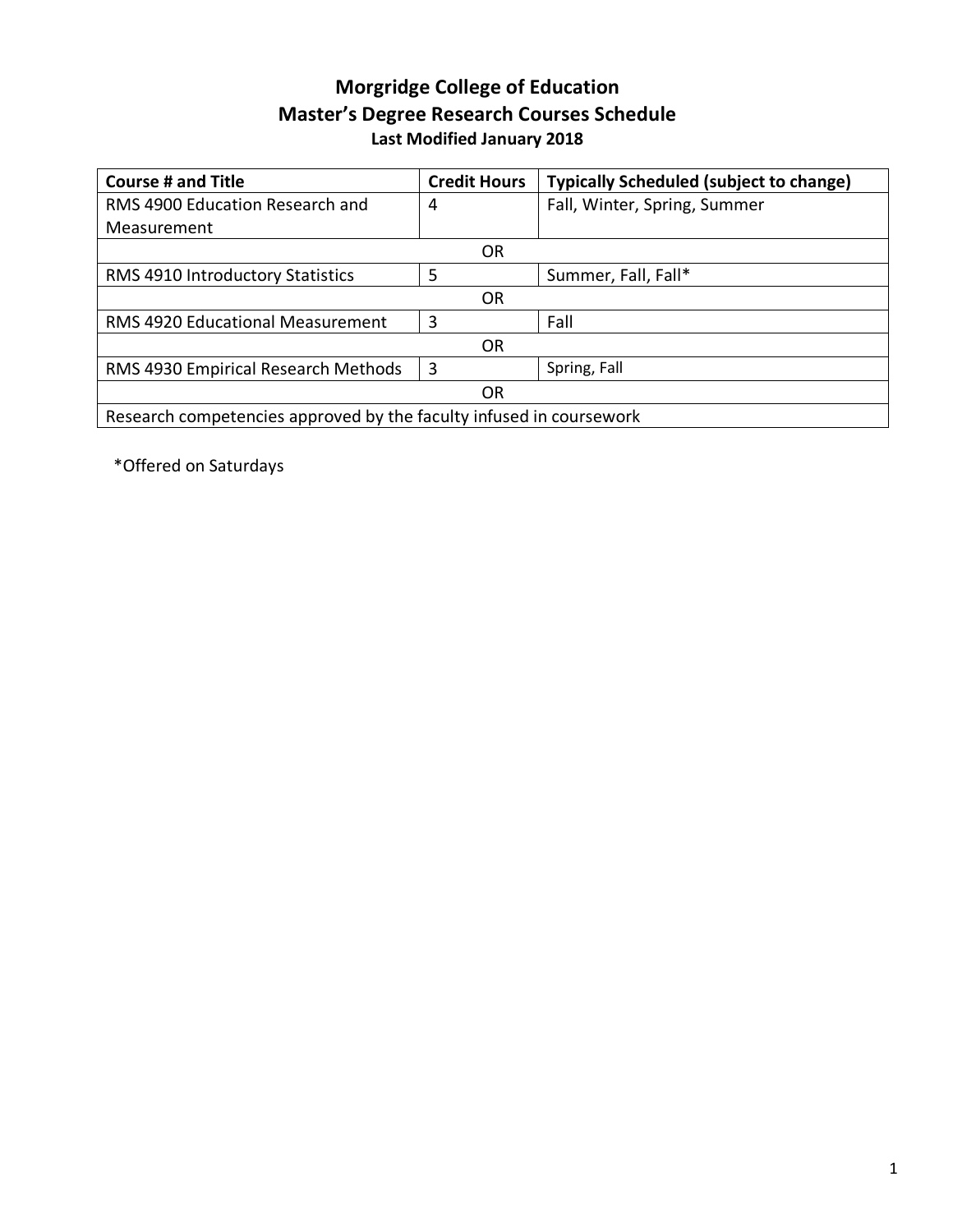# Morgridge College of Education
## Master's Degree Research Courses Schedule
### Last Modified January 2018

| Course # and Title | Credit Hours | Typically Scheduled (subject to change) |
|---|---|---|
| RMS 4900 Education Research and Measurement | 4 | Fall, Winter, Spring, Summer |
| OR | | |
| RMS 4910 Introductory Statistics | 5 | Summer, Fall, Fall* |
| OR | | |
| RMS 4920 Educational Measurement | 3 | Fall |
| OR | | |
| RMS 4930 Empirical Research Methods | 3 | Spring, Fall |
| OR | | |
| Research competencies approved by the faculty infused in coursework | | |

*Offered on Saturdays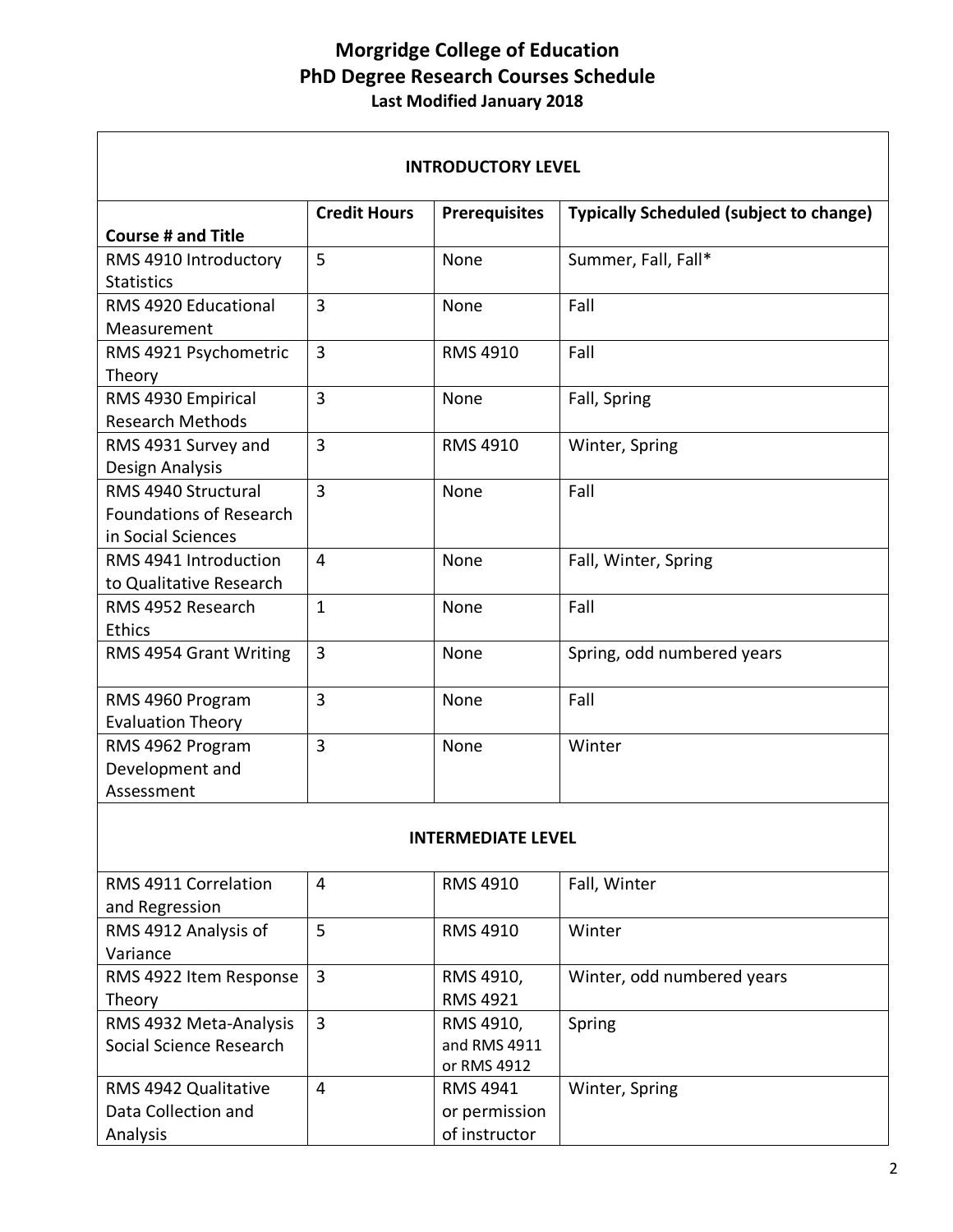# Morgridge College of Education
## PhD Degree Research Courses Schedule
### Last Modified January 2018

| Course # and Title | Credit Hours | Prerequisites | Typically Scheduled (subject to change) |
|---|---|---|---|
| **INTRODUCTORY LEVEL** | | | |
| RMS 4910 Introductory Statistics | 5 | None | Summer, Fall, Fall* |
| RMS 4920 Educational Measurement | 3 | None | Fall |
| RMS 4921 Psychometric Theory | 3 | RMS 4910 | Fall |
| RMS 4930 Empirical Research Methods | 3 | None | Fall, Spring |
| RMS 4931 Survey and Design Analysis | 3 | RMS 4910 | Winter, Spring |
| RMS 4940 Structural Foundations of Research in Social Sciences | 3 | None | Fall |
| RMS 4941 Introduction to Qualitative Research | 4 | None | Fall, Winter, Spring |
| RMS 4952 Research Ethics | 1 | None | Fall |
| RMS 4954 Grant Writing | 3 | None | Spring, odd numbered years |
| RMS 4960 Program Evaluation Theory | 3 | None | Fall |
| RMS 4962 Program Development and Assessment | 3 | None | Winter |
| **INTERMEDIATE LEVEL** | | | |
| RMS 4911 Correlation and Regression | 4 | RMS 4910 | Fall, Winter |
| RMS 4912 Analysis of Variance | 5 | RMS 4910 | Winter |
| RMS 4922 Item Response Theory | 3 | RMS 4910, RMS 4921 | Winter, odd numbered years |
| RMS 4932 Meta-Analysis Social Science Research | 3 | RMS 4910, and RMS 4911 or RMS 4912 | Spring |
| RMS 4942 Qualitative Data Collection and Analysis | 4 | RMS 4941 or permission of instructor | Winter, Spring |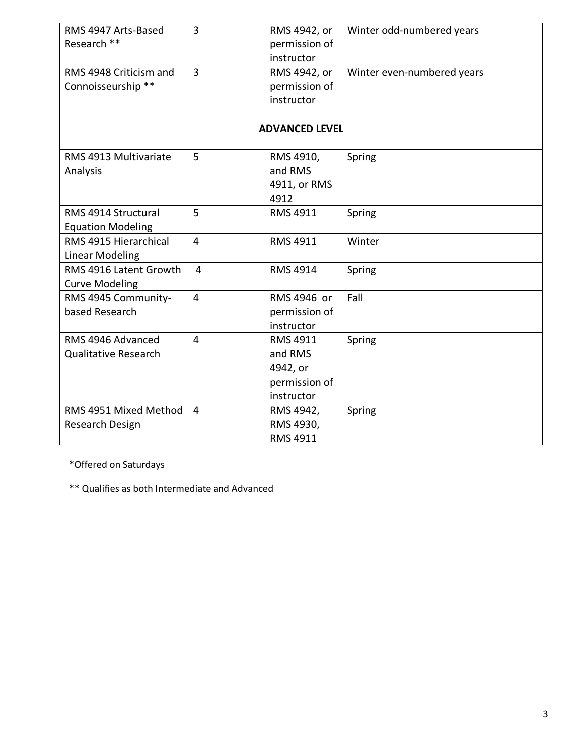| | | | |
|---|---|---|---|
| RMS 4947 Arts-Based Research ** | 3 | RMS 4942, or permission of instructor | Winter odd-numbered years |
| RMS 4948 Criticism and Connoisseurship ** | 3 | RMS 4942, or permission of instructor | Winter even-numbered years |
| **ADVANCED LEVEL** | | | |
| RMS 4913 Multivariate Analysis | 5 | RMS 4910, and RMS 4911, or RMS 4912 | Spring |
| RMS 4914 Structural Equation Modeling | 5 | RMS 4911 | Spring |
| RMS 4915 Hierarchical Linear Modeling | 4 | RMS 4911 | Winter |
| RMS 4916 Latent Growth Curve Modeling | 4 | RMS 4914 | Spring |
| RMS 4945 Community-based Research | 4 | RMS 4946 or permission of instructor | Fall |
| RMS 4946 Advanced Qualitative Research | 4 | RMS 4911 and RMS 4942, or permission of instructor | Spring |
| RMS 4951 Mixed Method Research Design | 4 | RMS 4942, RMS 4930, RMS 4911 | Spring |

*Offered on Saturdays

** Qualifies as both Intermediate and Advanced